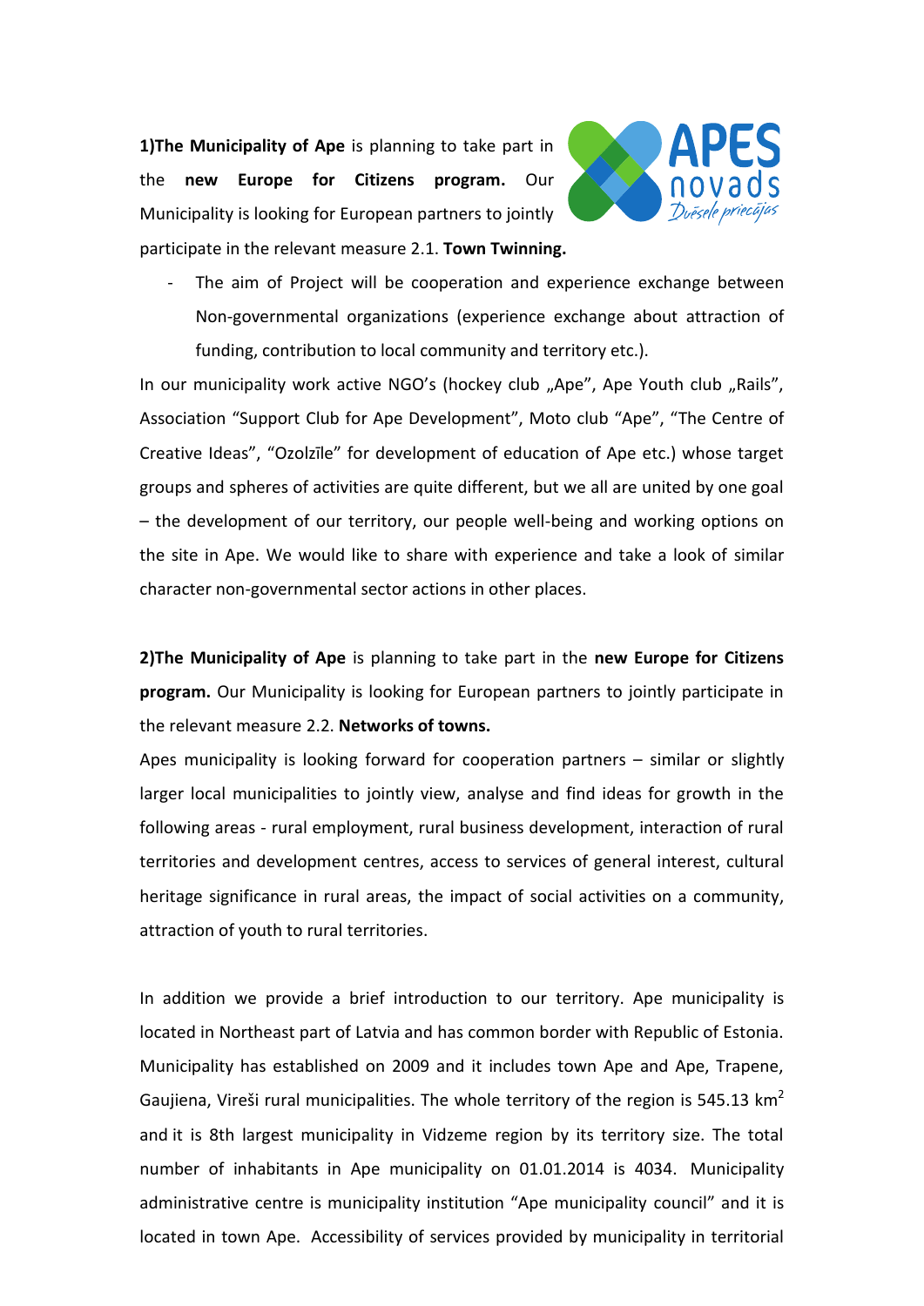**1)The Municipality of Ape** is planning to take part in the **new Europe for Citizens program.** Our Municipality is looking for European partners to jointly participate in the relevant measure 2.1. **Town Twinning.**

- The aim of Project will be cooperation and experience exchange between Non-governmental organizations (experience exchange about attraction of funding, contribution to local community and territory etc.).

In our municipality work active NGO's (hockey club „Ape", Ape Youth club „Rails", Association "Support Club for Ape Development", Moto club "Ape", "The Centre of Creative Ideas", "Ozolzīle" for development of education of Ape etc.) whose target groups and spheres of activities are quite different, but we all are united by one goal – the development of our territory, our people well-being and working options on the site in Ape. We would like to share with experience and take a look of similar character non-governmental sector actions in other places.

**2)The Municipality of Ape** is planning to take part in the **new Europe for Citizens program.** Our Municipality is looking for European partners to jointly participate in the relevant measure 2.2. **Networks of towns.**

Apes municipality is looking forward for cooperation partners – similar or slightly larger local municipalities to jointly view, analyse and find ideas for growth in the following areas - rural employment, rural business development, interaction of rural territories and development centres, access to services of general interest, cultural heritage significance in rural areas, the impact of social activities on a community, attraction of youth to rural territories.

In addition we provide a brief introduction to our territory. Ape municipality is located in Northeast part of Latvia and has common border with Republic of Estonia. Municipality has established on 2009 and it includes town Ape and Ape, Trapene, Gaujiena, Vireši rural municipalities. The whole territory of the region is 545.13 km$^2$ and it is 8th largest municipality in Vidzeme region by its territory size. The total number of inhabitants in Ape municipality on 01.01.2014 is 4034. Municipality administrative centre is municipality institution "Ape municipality council" and it is located in town Ape. Accessibility of services provided by municipality in territorial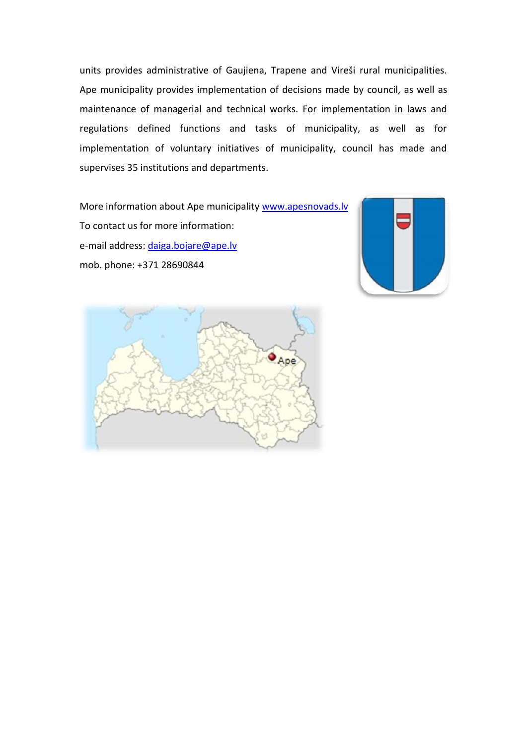units provides administrative of Gaujiena, Trapene and Vireši rural municipalities. Ape municipality provides implementation of decisions made by council, as well as maintenance of managerial and technical works. For implementation in laws and regulations defined functions and tasks of municipality, as well as for implementation of voluntary initiatives of municipality, council has made and supervises 35 institutions and departments.

More information about Ape municipality www.apesnovads.lv

To contact us for more information:

e-mail address: daiga.bojare@ape.lv

mob. phone: +371 28690844

Ape